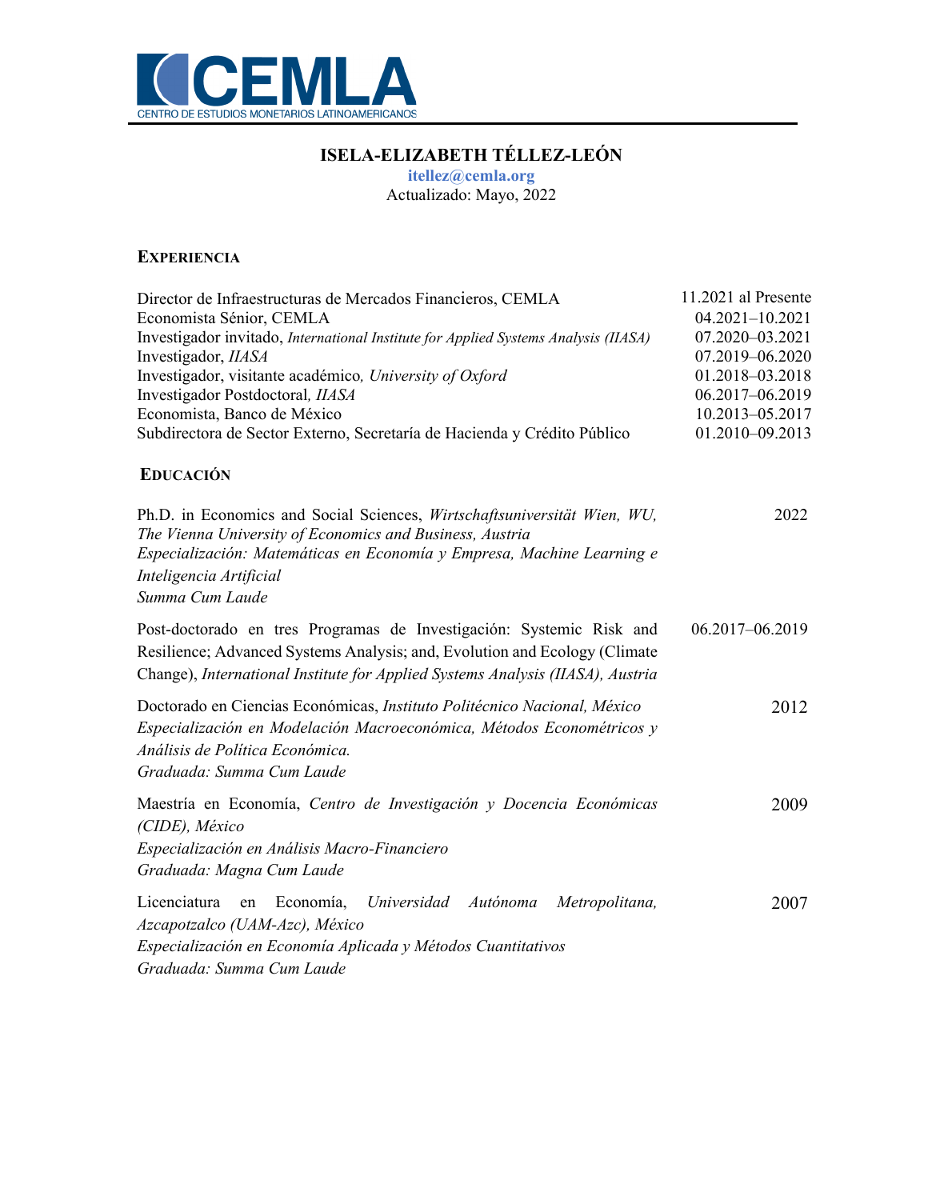CEMLA
CENTRO DE ESTUDIOS MONETARIOS LATINOAMERICANOS

# ISELA-ELIZABETH TÉLLEZ-LEÓN

**itellez@cemla.org**

Actualizado: Mayo, 2022

## EXPERIENCIA

| | |
|---|---|
| Director de Infraestructuras de Mercados Financieros, CEMLA | 11.2021 al Presente |
| Economista Sénior, CEMLA | 04.2021–10.2021 |
| Investigador invitado, *International Institute for Applied Systems Analysis (IIASA)* | 07.2020–03.2021 |
| Investigador, *IIASA* | 07.2019–06.2020 |
| Investigador, visitante académico, *University of Oxford* | 01.2018–03.2018 |
| Investigador Postdoctoral, *IIASA* | 06.2017–06.2019 |
| Economista, Banco de México | 10.2013–05.2017 |
| Subdirectora de Sector Externo, Secretaría de Hacienda y Crédito Público | 01.2010–09.2013 |

## EDUCACIÓN

Ph.D. in Economics and Social Sciences, *Wirtschaftsuniversität Wien, WU, The Vienna University of Economics and Business, Austria*
*Especialización: Matemáticas en Economía y Empresa, Machine Learning e Inteligencia Artificial*
*Summa Cum Laude* — 2022

Post-doctorado en tres Programas de Investigación: Systemic Risk and Resilience; Advanced Systems Analysis; and, Evolution and Ecology (Climate Change), *International Institute for Applied Systems Analysis (IIASA), Austria* — 06.2017–06.2019

Doctorado en Ciencias Económicas, *Instituto Politécnico Nacional, México*
*Especialización en Modelación Macroeconómica, Métodos Econométricos y Análisis de Política Económica.*
*Graduada: Summa Cum Laude* — 2012

Maestría en Economía, *Centro de Investigación y Docencia Económicas (CIDE), México*
*Especialización en Análisis Macro-Financiero*
*Graduada: Magna Cum Laude* — 2009

Licenciatura en Economía, *Universidad Autónoma Metropolitana, Azcapotzalco (UAM-Azc), México*
*Especialización en Economía Aplicada y Métodos Cuantitativos*
*Graduada: Summa Cum Laude* — 2007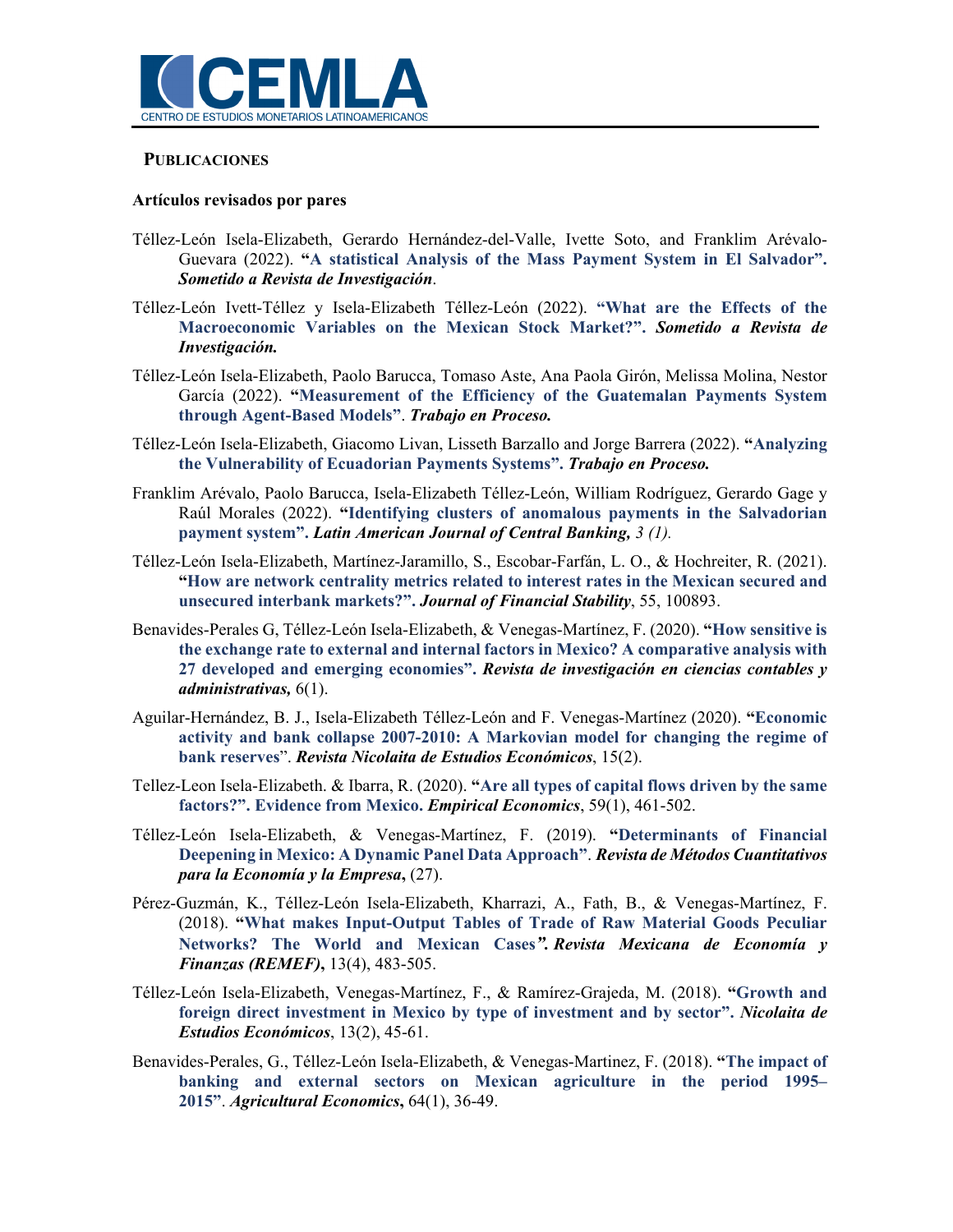## PUBLICACIONES

### Artículos revisados por pares

Téllez-León Isela-Elizabeth, Gerardo Hernández-del-Valle, Ivette Soto, and Franklim Arévalo-Guevara (2022). **"A statistical Analysis of the Mass Payment System in El Salvador". *Sometido a Revista de Investigación*.**

Téllez-León Ivett-Téllez y Isela-Elizabeth Téllez-León (2022). **"What are the Effects of the Macroeconomic Variables on the Mexican Stock Market?". *Sometido a Revista de Investigación.***

Téllez-León Isela-Elizabeth, Paolo Barucca, Tomaso Aste, Ana Paola Girón, Melissa Molina, Nestor García (2022). **"Measurement of the Efficiency of the Guatemalan Payments System through Agent-Based Models"**. ***Trabajo en Proceso.***

Téllez-León Isela-Elizabeth, Giacomo Livan, Lisseth Barzallo and Jorge Barrera (2022). **"Analyzing the Vulnerability of Ecuadorian Payments Systems". *Trabajo en Proceso.***

Franklim Arévalo, Paolo Barucca, Isela-Elizabeth Téllez-León, William Rodríguez, Gerardo Gage y Raúl Morales (2022). **"Identifying clusters of anomalous payments in the Salvadorian payment system". *Latin American Journal of Central Banking,*** *3 (1).*

Téllez-León Isela-Elizabeth, Martínez-Jaramillo, S., Escobar-Farfán, L. O., & Hochreiter, R. (2021). **"How are network centrality metrics related to interest rates in the Mexican secured and unsecured interbank markets?".** ***Journal of Financial Stability***, 55, 100893.

Benavides-Perales G, Téllez-León Isela-Elizabeth, & Venegas-Martínez, F. (2020). **"How sensitive is the exchange rate to external and internal factors in Mexico? A comparative analysis with 27 developed and emerging economies". *Revista de investigación en ciencias contables y administrativas,*** 6(1).

Aguilar-Hernández, B. J., Isela-Elizabeth Téllez-León and F. Venegas-Martínez (2020). **"Economic activity and bank collapse 2007-2010: A Markovian model for changing the regime of bank reserves"**. ***Revista Nicolaita de Estudios Económicos***, 15(2).

Tellez-Leon Isela-Elizabeth. & Ibarra, R. (2020). **"Are all types of capital flows driven by the same factors?". Evidence from Mexico. *Empirical Economics***, 59(1), 461-502.

Téllez-León Isela-Elizabeth, & Venegas-Martínez, F. (2019). **"Determinants of Financial Deepening in Mexico: A Dynamic Panel Data Approach"**. ***Revista de Métodos Cuantitativos para la Economía y la Empresa*****,** (27).

Pérez-Guzmán, K., Téllez-León Isela-Elizabeth, Kharrazi, A., Fath, B., & Venegas-Martínez, F. (2018). **"What makes Input-Output Tables of Trade of Raw Material Goods Peculiar Networks? The World and Mexican Cases*". Revista Mexicana de Economía y Finanzas (REMEF)*,** 13(4), 483-505.

Téllez-León Isela-Elizabeth, Venegas-Martínez, F., & Ramírez-Grajeda, M. (2018). **"Growth and foreign direct investment in Mexico by type of investment and by sector". *Nicolaita de Estudios Económicos***, 13(2), 45-61.

Benavides-Perales, G., Téllez-León Isela-Elizabeth, & Venegas-Martinez, F. (2018). **"The impact of banking and external sectors on Mexican agriculture in the period 1995–2015"**. ***Agricultural Economics*****,** 64(1), 36-49.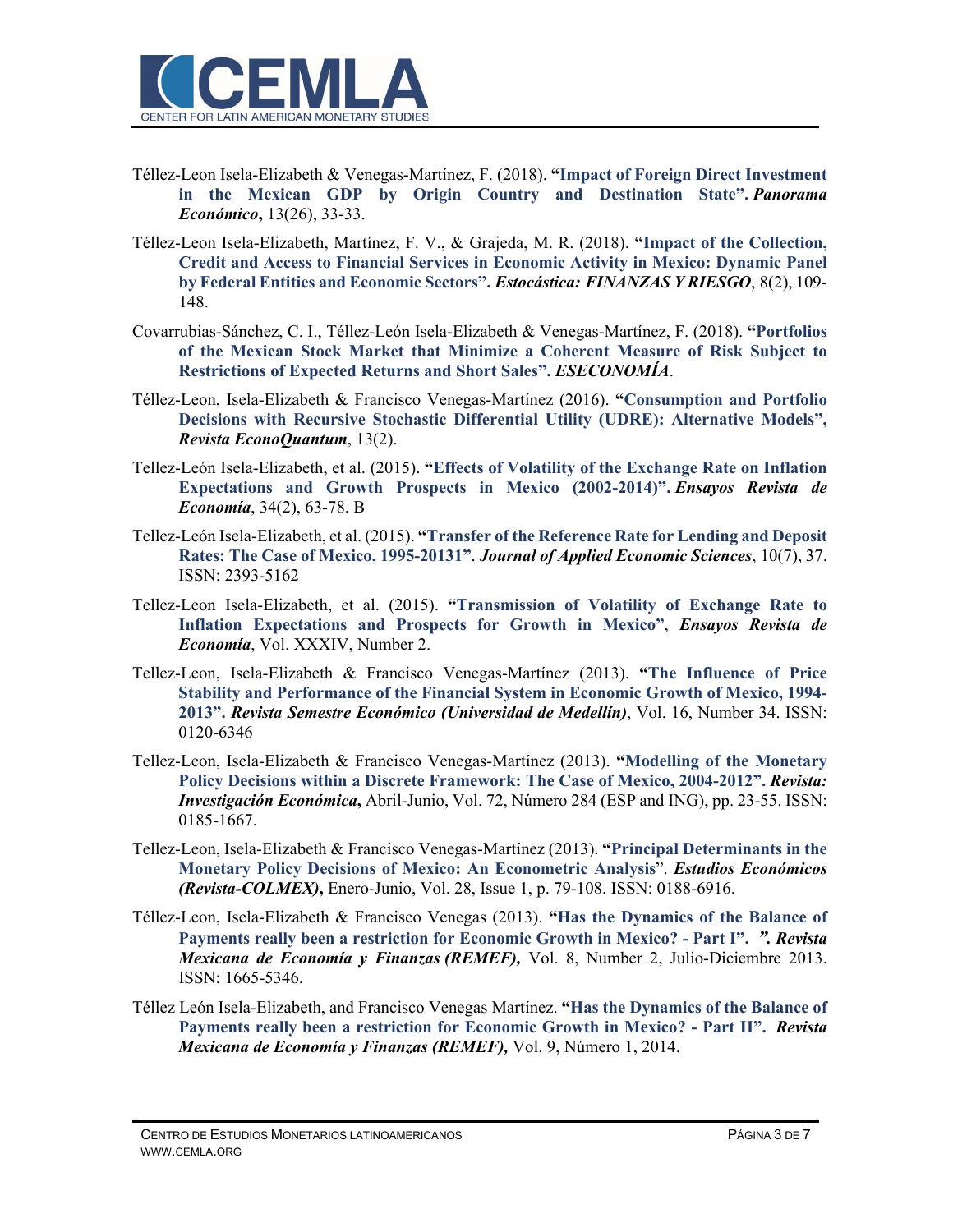Téllez-Leon Isela-Elizabeth & Venegas-Martínez, F. (2018). **"Impact of Foreign Direct Investment in the Mexican GDP by Origin Country and Destination State".** ***Panorama Económico*****,** 13(26), 33-33.

Téllez-Leon Isela-Elizabeth, Martínez, F. V., & Grajeda, M. R. (2018). **"Impact of the Collection, Credit and Access to Financial Services in Economic Activity in Mexico: Dynamic Panel by Federal Entities and Economic Sectors".** ***Estocástica: FINANZAS Y RIESGO***, 8(2), 109-148.

Covarrubias-Sánchez, C. I., Téllez-León Isela-Elizabeth & Venegas-Martínez, F. (2018). **"Portfolios of the Mexican Stock Market that Minimize a Coherent Measure of Risk Subject to Restrictions of Expected Returns and Short Sales".** ***ESECONOMÍA***.

Téllez-Leon, Isela-Elizabeth & Francisco Venegas-Martínez (2016). **"Consumption and Portfolio Decisions with Recursive Stochastic Differential Utility (UDRE): Alternative Models",** ***Revista EconoQuantum***, 13(2).

Tellez-León Isela-Elizabeth, et al. (2015). **"Effects of Volatility of the Exchange Rate on Inflation Expectations and Growth Prospects in Mexico (2002-2014)".** ***Ensayos Revista de Economía***, 34(2), 63-78. B

Tellez-León Isela-Elizabeth, et al. (2015). **"Transfer of the Reference Rate for Lending and Deposit Rates: The Case of Mexico, 1995-20131"**. ***Journal of Applied Economic Sciences***, 10(7), 37. ISSN: 2393-5162

Tellez-Leon Isela-Elizabeth, et al. (2015). **"Transmission of Volatility of Exchange Rate to Inflation Expectations and Prospects for Growth in Mexico"**, ***Ensayos Revista de Economía***, Vol. XXXIV, Number 2.

Tellez-Leon, Isela-Elizabeth & Francisco Venegas-Martínez (2013). **"The Influence of Price Stability and Performance of the Financial System in Economic Growth of Mexico, 1994-2013".** ***Revista Semestre Económico (Universidad de Medellín)***, Vol. 16, Number 34. ISSN: 0120-6346

Tellez-Leon, Isela-Elizabeth & Francisco Venegas-Martínez (2013). **"Modelling of the Monetary Policy Decisions within a Discrete Framework: The Case of Mexico, 2004-2012".** ***Revista: Investigación Económica*****,** Abril-Junio, Vol. 72, Número 284 (ESP and ING), pp. 23-55. ISSN: 0185-1667.

Tellez-Leon, Isela-Elizabeth & Francisco Venegas-Martínez (2013). **"Principal Determinants in the Monetary Policy Decisions of Mexico: An Econometric Analysis**". ***Estudios Económicos (Revista-COLMEX)*****,** Enero-Junio, Vol. 28, Issue 1, p. 79-108. ISSN: 0188-6916.

Téllez-Leon, Isela-Elizabeth & Francisco Venegas (2013). **"Has the Dynamics of the Balance of Payments really been a restriction for Economic Growth in Mexico? - Part I".** ***". Revista Mexicana de Economía y Finanzas (REMEF),*** Vol. 8, Number 2, Julio-Diciembre 2013. ISSN: 1665-5346.

Téllez León Isela-Elizabeth, and Francisco Venegas Martínez. **"Has the Dynamics of the Balance of Payments really been a restriction for Economic Growth in Mexico? - Part II".** ***Revista Mexicana de Economía y Finanzas (REMEF),*** Vol. 9, Número 1, 2014.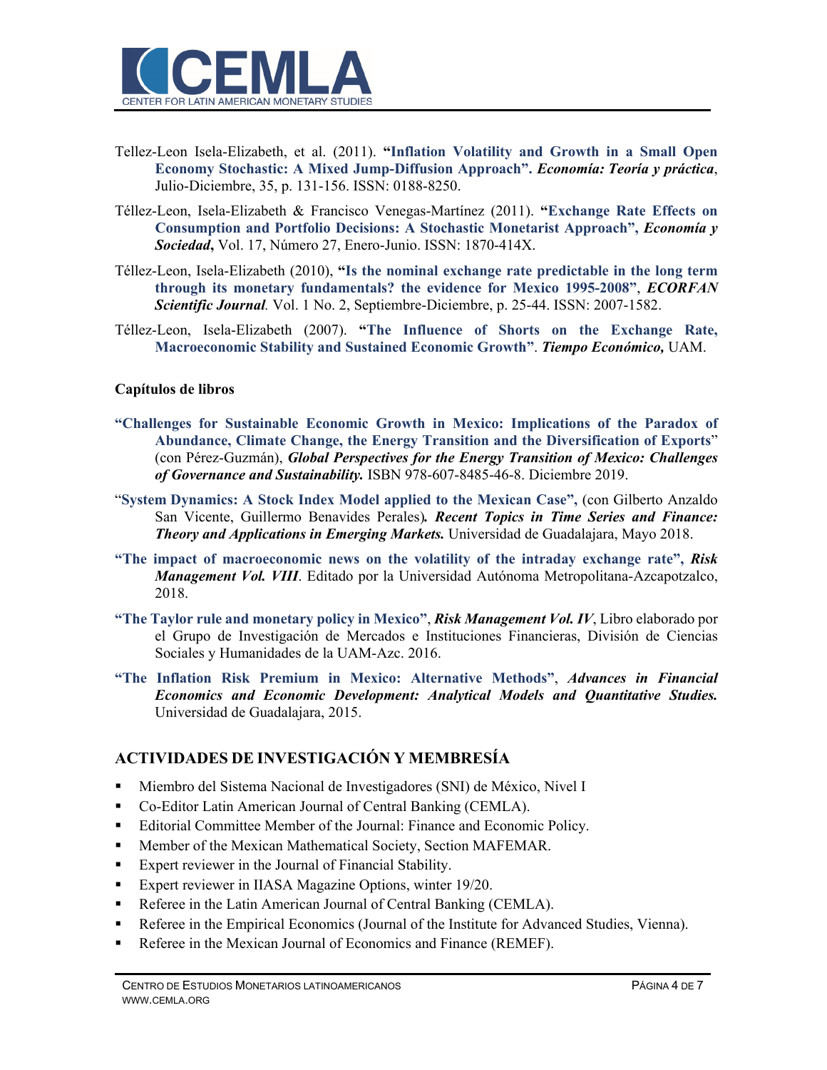Tellez-Leon Isela-Elizabeth, et al. (2011). **"Inflation Volatility and Growth in a Small Open Economy Stochastic: A Mixed Jump-Diffusion Approach".** ***Economía: Teoría y práctica***, Julio-Diciembre, 35, p. 131-156. ISSN: 0188-8250.

Téllez-Leon, Isela-Elizabeth & Francisco Venegas-Martínez (2011). **"Exchange Rate Effects on Consumption and Portfolio Decisions: A Stochastic Monetarist Approach",** ***Economia y Sociedad*****,** Vol. 17, Número 27, Enero-Junio. ISSN: 1870-414X.

Téllez-Leon, Isela-Elizabeth (2010), **"Is the nominal exchange rate predictable in the long term through its monetary fundamentals? the evidence for Mexico 1995-2008"**, ***ECORFAN Scientific Journal.*** Vol. 1 No. 2, Septiembre-Diciembre, p. 25-44. ISSN: 2007-1582.

Téllez-Leon, Isela-Elizabeth (2007). **"The Influence of Shorts on the Exchange Rate, Macroeconomic Stability and Sustained Economic Growth"**. ***Tiempo Económico,*** UAM.

**Capítulos de libros**

**"Challenges for Sustainable Economic Growth in Mexico: Implications of the Paradox of Abundance, Climate Change, the Energy Transition and the Diversification of Exports"** (con Pérez-Guzmán), ***Global Perspectives for the Energy Transition of Mexico: Challenges of Governance and Sustainability.*** ISBN 978-607-8485-46-8. Diciembre 2019.

"**System Dynamics: A Stock Index Model applied to the Mexican Case",** (con Gilberto Anzaldo San Vicente, Guillermo Benavides Perales)***. Recent Topics in Time Series and Finance: Theory and Applications in Emerging Markets.*** Universidad de Guadalajara, Mayo 2018.

**"The impact of macroeconomic news on the volatility of the intraday exchange rate",** ***Risk Management Vol. VIII***. Editado por la Universidad Autónoma Metropolitana-Azcapotzalco, 2018.

**"The Taylor rule and monetary policy in Mexico"**, ***Risk Management Vol. IV***, Libro elaborado por el Grupo de Investigación de Mercados e Instituciones Financieras, División de Ciencias Sociales y Humanidades de la UAM-Azc. 2016.

**"The Inflation Risk Premium in Mexico: Alternative Methods"**, ***Advances in Financial Economics and Economic Development: Analytical Models and Quantitative Studies.*** Universidad de Guadalajara, 2015.

## ACTIVIDADES DE INVESTIGACIÓN Y MEMBRESÍA

- Miembro del Sistema Nacional de Investigadores (SNI) de México, Nivel I
- Co-Editor Latin American Journal of Central Banking (CEMLA).
- Editorial Committee Member of the Journal: Finance and Economic Policy.
- Member of the Mexican Mathematical Society, Section MAFEMAR.
- Expert reviewer in the Journal of Financial Stability.
- Expert reviewer in IIASA Magazine Options, winter 19/20.
- Referee in the Latin American Journal of Central Banking (CEMLA).
- Referee in the Empirical Economics (Journal of the Institute for Advanced Studies, Vienna).
- Referee in the Mexican Journal of Economics and Finance (REMEF).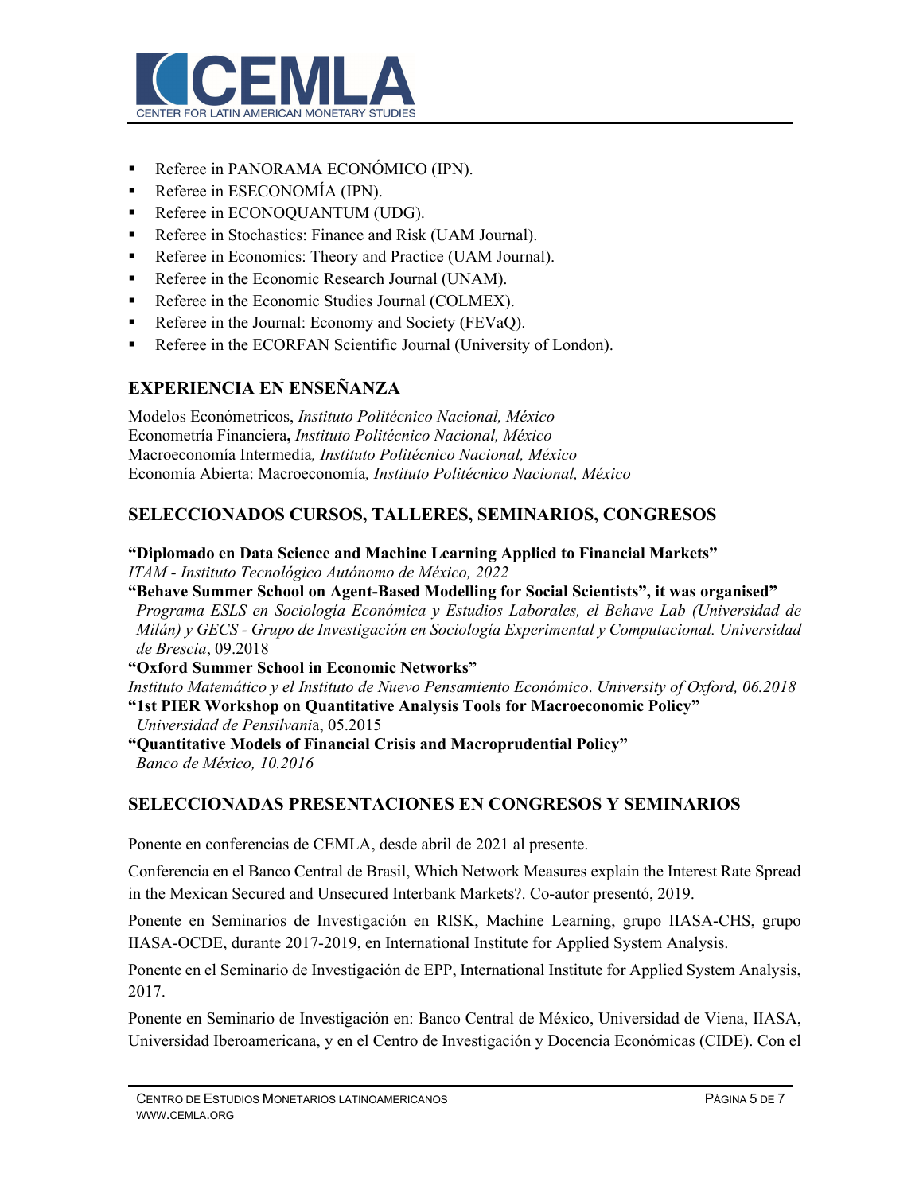- Referee in PANORAMA ECONÓMICO (IPN).
- Referee in ESECONOMÍA (IPN).
- Referee in ECONOQUANTUM (UDG).
- Referee in Stochastics: Finance and Risk (UAM Journal).
- Referee in Economics: Theory and Practice (UAM Journal).
- Referee in the Economic Research Journal (UNAM).
- Referee in the Economic Studies Journal (COLMEX).
- Referee in the Journal: Economy and Society (FEVaQ).
- Referee in the ECORFAN Scientific Journal (University of London).

## EXPERIENCIA EN ENSEÑANZA

Modelos Ecónometricos, *Instituto Politécnico Nacional, México*
Econometría Financiera**,** *Instituto Politécnico Nacional, México*
Macroeconomía Intermedia*, Instituto Politécnico Nacional, México*
Economía Abierta: Macroeconomía*, Instituto Politécnico Nacional, México*

## SELECCIONADOS CURSOS, TALLERES, SEMINARIOS, CONGRESOS

**"Diplomado en Data Science and Machine Learning Applied to Financial Markets"**
*ITAM - Instituto Tecnológico Autónomo de México, 2022*
**"Behave Summer School on Agent-Based Modelling for Social Scientists", it was organised"**
*Programa ESLS en Sociología Económica y Estudios Laborales, el Behave Lab (Universidad de Milán) y GECS - Grupo de Investigación en Sociología Experimental y Computacional. Universidad de Brescia*, 09.2018
**"Oxford Summer School in Economic Networks"**
*Instituto Matemático y el Instituto de Nuevo Pensamiento Económico*. *University of Oxford, 06.2018*
**"1st PIER Workshop on Quantitative Analysis Tools for Macroeconomic Policy"**
*Universidad de Pensilvani*a, 05.2015
**"Quantitative Models of Financial Crisis and Macroprudential Policy"**
*Banco de México, 10.2016*

## SELECCIONADAS PRESENTACIONES EN CONGRESOS Y SEMINARIOS

Ponente en conferencias de CEMLA, desde abril de 2021 al presente.

Conferencia en el Banco Central de Brasil, Which Network Measures explain the Interest Rate Spread in the Mexican Secured and Unsecured Interbank Markets?. Co-autor presentó, 2019.

Ponente en Seminarios de Investigación en RISK, Machine Learning, grupo IIASA-CHS, grupo IIASA-OCDE, durante 2017-2019, en International Institute for Applied System Analysis.

Ponente en el Seminario de Investigación de EPP, International Institute for Applied System Analysis, 2017.

Ponente en Seminario de Investigación en: Banco Central de México, Universidad de Viena, IIASA, Universidad Iberoamericana, y en el Centro de Investigación y Docencia Económicas (CIDE). Con el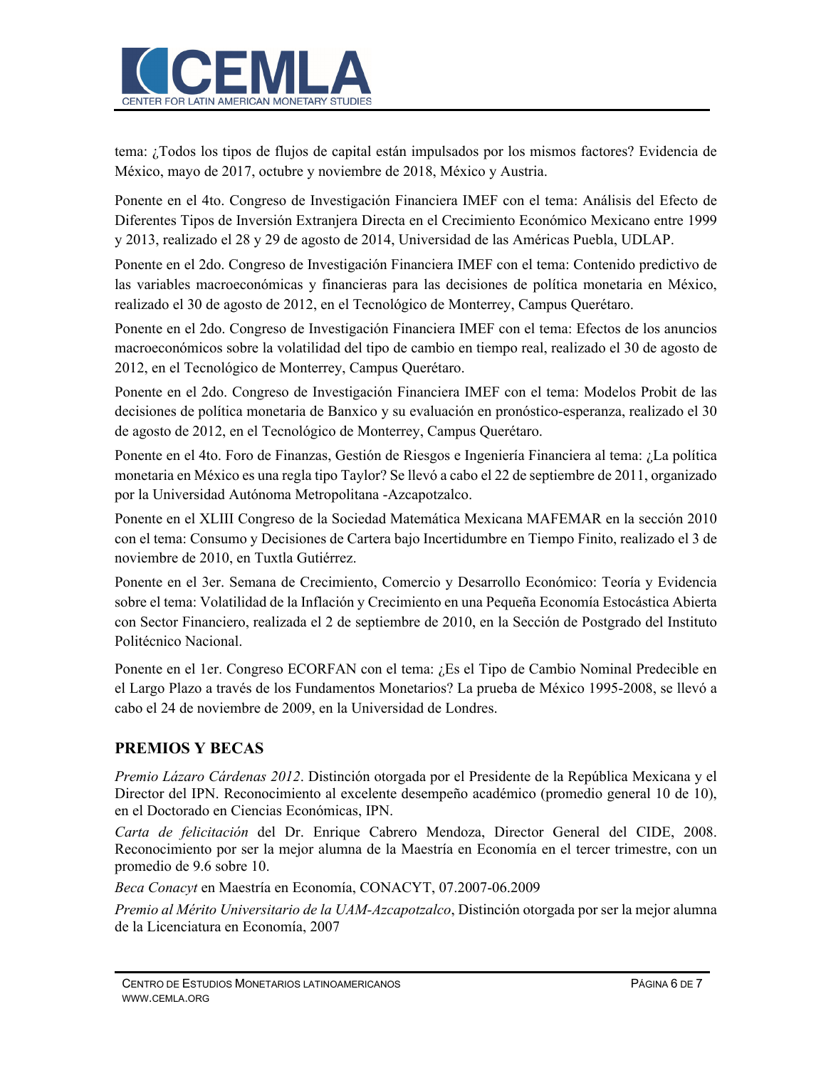tema: ¿Todos los tipos de flujos de capital están impulsados por los mismos factores? Evidencia de México, mayo de 2017, octubre y noviembre de 2018, México y Austria.

Ponente en el 4to. Congreso de Investigación Financiera IMEF con el tema: Análisis del Efecto de Diferentes Tipos de Inversión Extranjera Directa en el Crecimiento Económico Mexicano entre 1999 y 2013, realizado el 28 y 29 de agosto de 2014, Universidad de las Américas Puebla, UDLAP.

Ponente en el 2do. Congreso de Investigación Financiera IMEF con el tema: Contenido predictivo de las variables macroeconómicas y financieras para las decisiones de política monetaria en México, realizado el 30 de agosto de 2012, en el Tecnológico de Monterrey, Campus Querétaro.

Ponente en el 2do. Congreso de Investigación Financiera IMEF con el tema: Efectos de los anuncios macroeconómicos sobre la volatilidad del tipo de cambio en tiempo real, realizado el 30 de agosto de 2012, en el Tecnológico de Monterrey, Campus Querétaro.

Ponente en el 2do. Congreso de Investigación Financiera IMEF con el tema: Modelos Probit de las decisiones de política monetaria de Banxico y su evaluación en pronóstico-esperanza, realizado el 30 de agosto de 2012, en el Tecnológico de Monterrey, Campus Querétaro.

Ponente en el 4to. Foro de Finanzas, Gestión de Riesgos e Ingeniería Financiera al tema: ¿La política monetaria en México es una regla tipo Taylor? Se llevó a cabo el 22 de septiembre de 2011, organizado por la Universidad Autónoma Metropolitana -Azcapotzalco.

Ponente en el XLIII Congreso de la Sociedad Matemática Mexicana MAFEMAR en la sección 2010 con el tema: Consumo y Decisiones de Cartera bajo Incertidumbre en Tiempo Finito, realizado el 3 de noviembre de 2010, en Tuxtla Gutiérrez.

Ponente en el 3er. Semana de Crecimiento, Comercio y Desarrollo Económico: Teoría y Evidencia sobre el tema: Volatilidad de la Inflación y Crecimiento en una Pequeña Economía Estocástica Abierta con Sector Financiero, realizada el 2 de septiembre de 2010, en la Sección de Postgrado del Instituto Politécnico Nacional.

Ponente en el 1er. Congreso ECORFAN con el tema: ¿Es el Tipo de Cambio Nominal Predecible en el Largo Plazo a través de los Fundamentos Monetarios? La prueba de México 1995-2008, se llevó a cabo el 24 de noviembre de 2009, en la Universidad de Londres.

## PREMIOS Y BECAS

*Premio Lázaro Cárdenas 2012*. Distinción otorgada por el Presidente de la República Mexicana y el Director del IPN. Reconocimiento al excelente desempeño académico (promedio general 10 de 10), en el Doctorado en Ciencias Económicas, IPN.

*Carta de felicitación* del Dr. Enrique Cabrero Mendoza, Director General del CIDE, 2008. Reconocimiento por ser la mejor alumna de la Maestría en Economía en el tercer trimestre, con un promedio de 9.6 sobre 10.

*Beca Conacyt* en Maestría en Economía, CONACYT, 07.2007-06.2009

*Premio al Mérito Universitario de la UAM-Azcapotzalco*, Distinción otorgada por ser la mejor alumna de la Licenciatura en Economía, 2007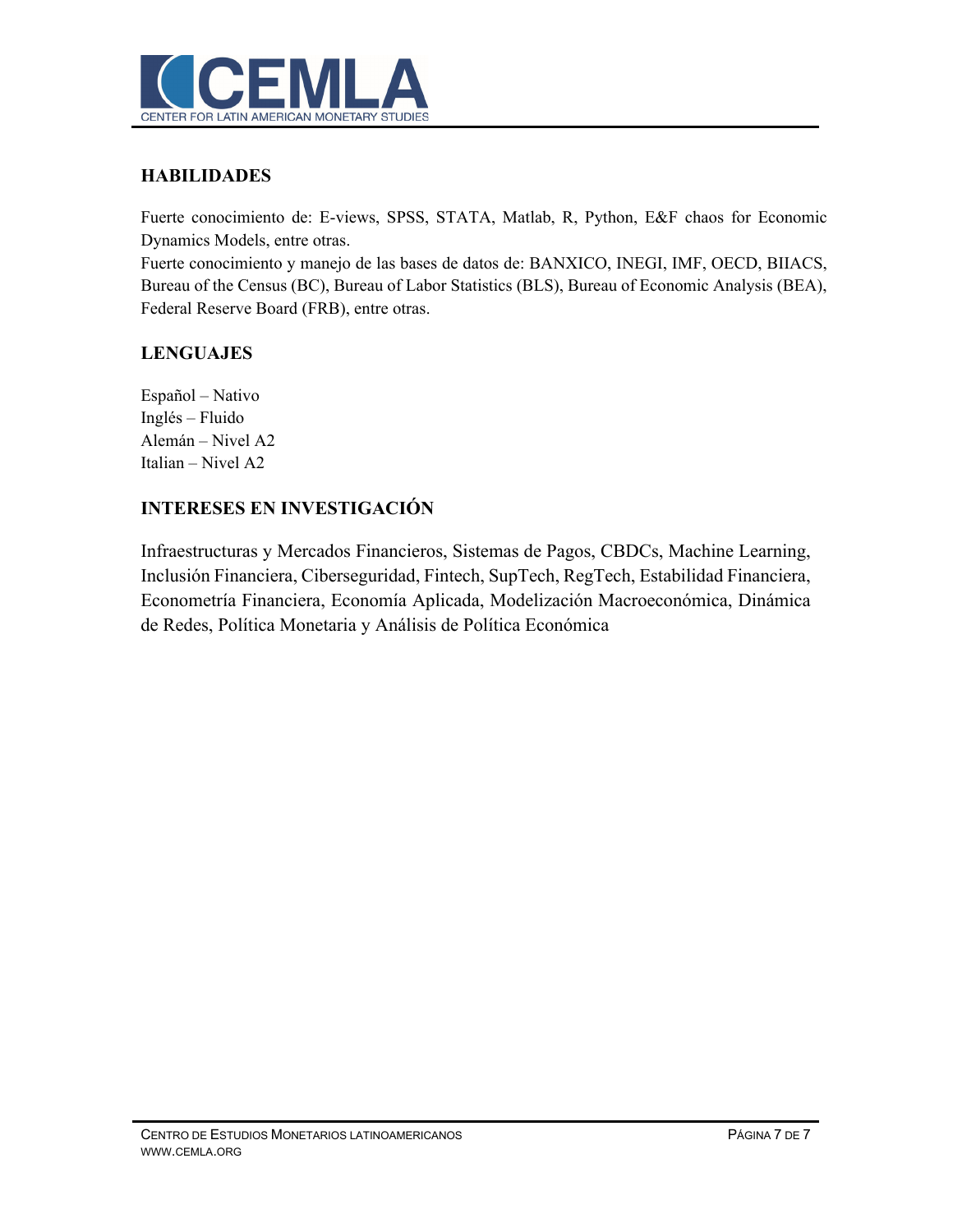## HABILIDADES

Fuerte conocimiento de: E-views, SPSS, STATA, Matlab, R, Python, E&F chaos for Economic Dynamics Models, entre otras.
Fuerte conocimiento y manejo de las bases de datos de: BANXICO, INEGI, IMF, OECD, BIIACS, Bureau of the Census (BC), Bureau of Labor Statistics (BLS), Bureau of Economic Analysis (BEA), Federal Reserve Board (FRB), entre otras.

## LENGUAJES

Español – Nativo
Inglés – Fluido
Alemán – Nivel A2
Italian – Nivel A2

## INTERESES EN INVESTIGACIÓN

Infraestructuras y Mercados Financieros, Sistemas de Pagos, CBDCs, Machine Learning, Inclusión Financiera, Ciberseguridad, Fintech, SupTech, RegTech, Estabilidad Financiera, Econometría Financiera, Economía Aplicada, Modelización Macroeconómica, Dinámica de Redes, Política Monetaria y Análisis de Política Económica